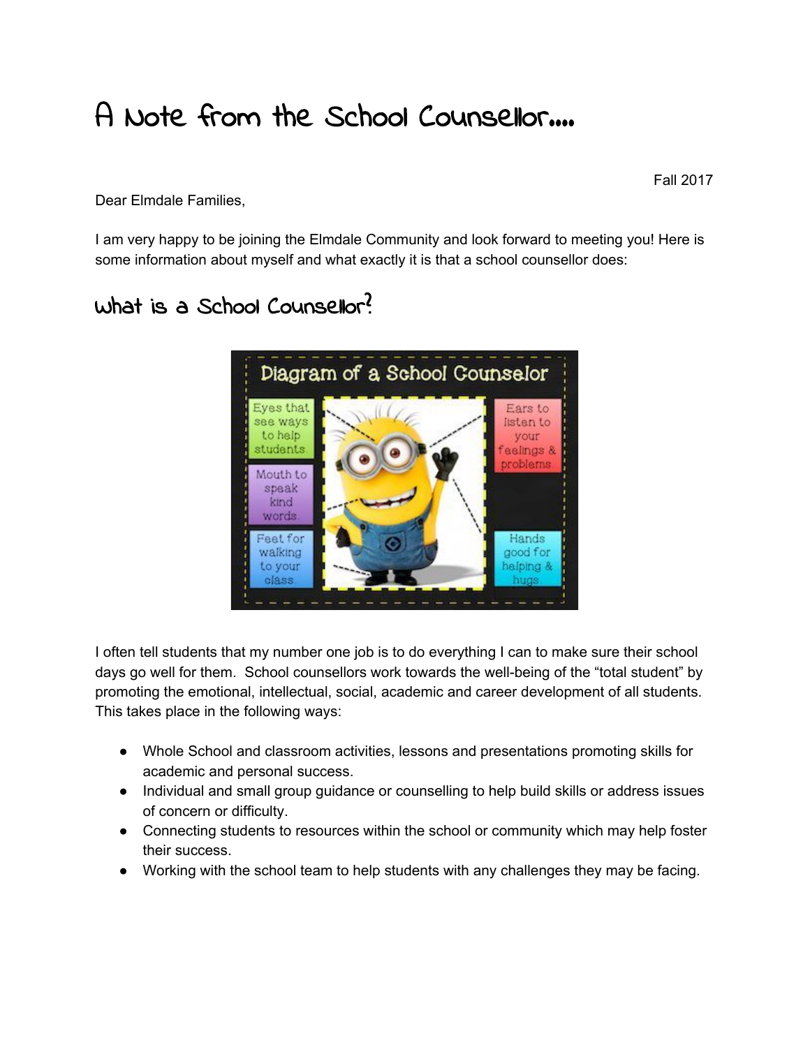# A Note from the School Counsellor....

Fall 2017

Dear Elmdale Families,

I am very happy to be joining the Elmdale Community and look forward to meeting you! Here is some information about myself and what exactly it is that a school counsellor does:

## What is a School Counsellor?

I often tell students that my number one job is to do everything I can to make sure their school days go well for them. School counsellors work towards the well-being of the "total student" by promoting the emotional, intellectual, social, academic and career development of all students. This takes place in the following ways:

- Whole School and classroom activities, lessons and presentations promoting skills for academic and personal success.
- Individual and small group guidance or counselling to help build skills or address issues of concern or difficulty.
- Connecting students to resources within the school or community which may help foster their success.
- Working with the school team to help students with any challenges they may be facing.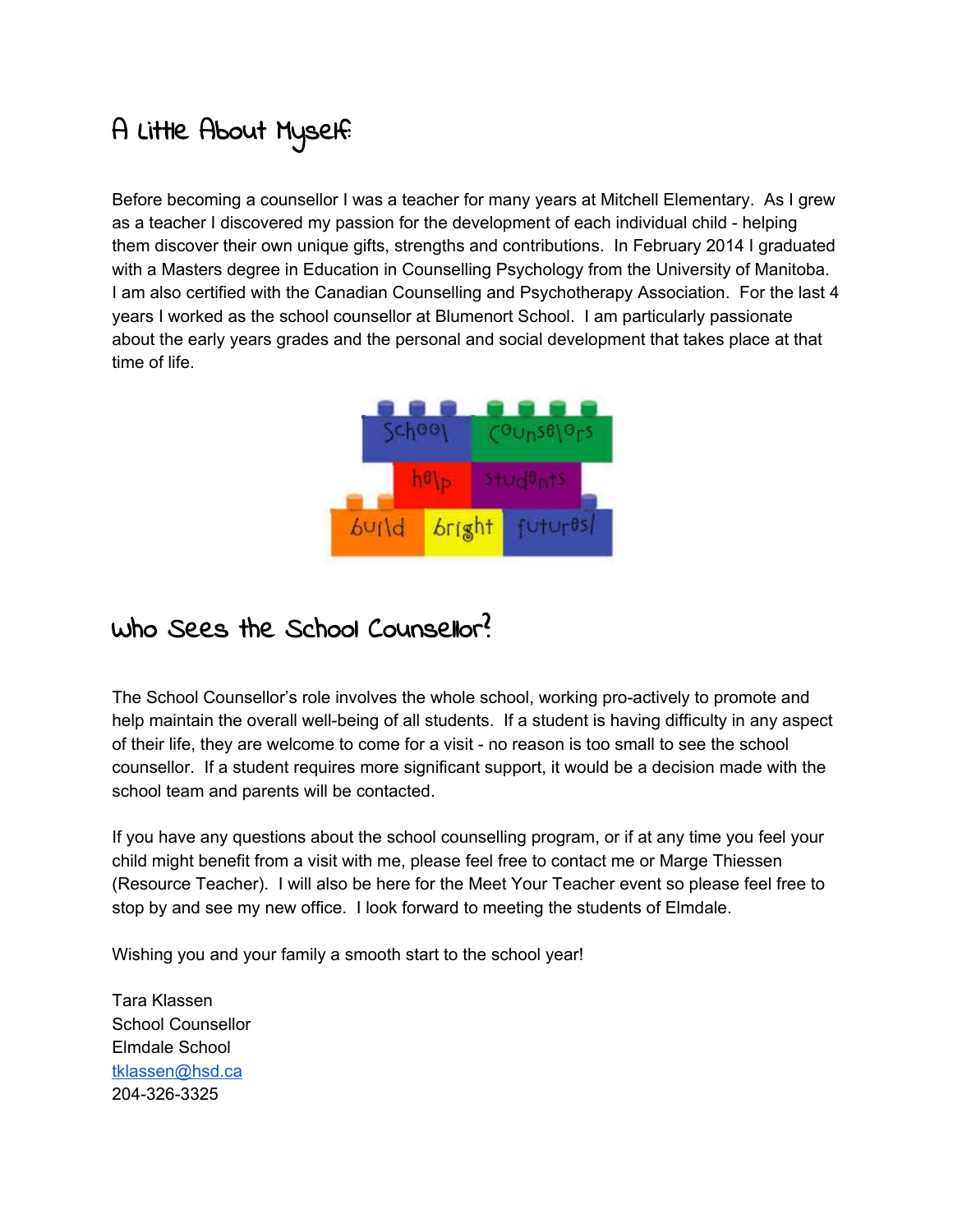## A Little About Myself:

Before becoming a counsellor I was a teacher for many years at Mitchell Elementary. As I grew as a teacher I discovered my passion for the development of each individual child - helping them discover their own unique gifts, strengths and contributions. In February 2014 I graduated with a Masters degree in Education in Counselling Psychology from the University of Manitoba. I am also certified with the Canadian Counselling and Psychotherapy Association. For the last 4 years I worked as the school counsellor at Blumenort School. I am particularly passionate about the early years grades and the personal and social development that takes place at that time of life.

## Who Sees the School Counsellor?

The School Counsellor's role involves the whole school, working pro-actively to promote and help maintain the overall well-being of all students. If a student is having difficulty in any aspect of their life, they are welcome to come for a visit - no reason is too small to see the school counsellor. If a student requires more significant support, it would be a decision made with the school team and parents will be contacted.

If you have any questions about the school counselling program, or if at any time you feel your child might benefit from a visit with me, please feel free to contact me or Marge Thiessen (Resource Teacher). I will also be here for the Meet Your Teacher event so please feel free to stop by and see my new office. I look forward to meeting the students of Elmdale.

Wishing you and your family a smooth start to the school year!

Tara Klassen
School Counsellor
Elmdale School
tklassen@hsd.ca
204-326-3325